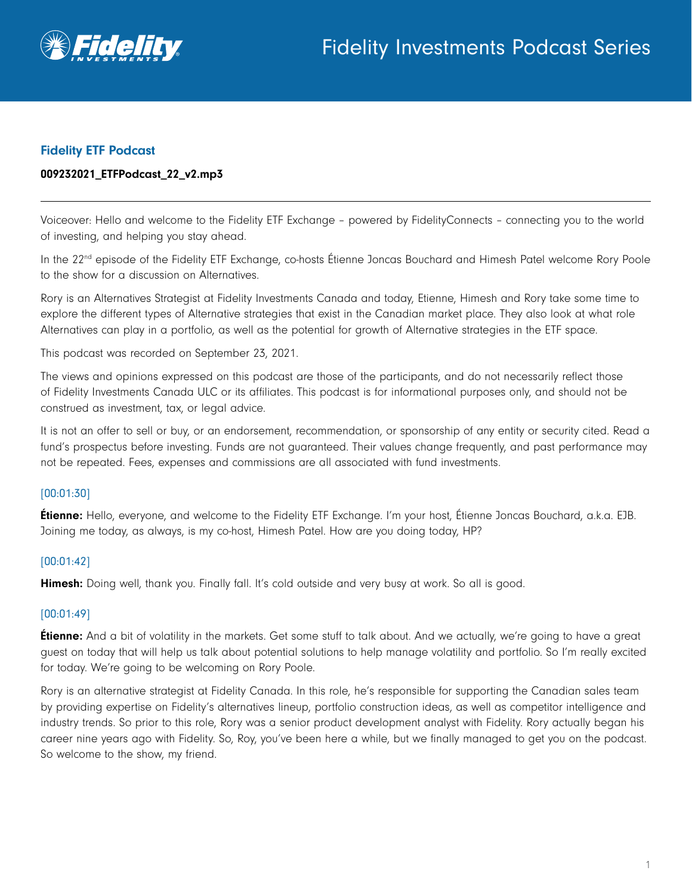# Fidelity Investments Podcast Series

## Fidelity ETF Podcast

**009232021_ETFPodcast_22_v2.mp3**

---

Voiceover: Hello and welcome to the Fidelity ETF Exchange – powered by FidelityConnects – connecting you to the world of investing, and helping you stay ahead.

In the 22nd episode of the Fidelity ETF Exchange, co-hosts Étienne Joncas Bouchard and Himesh Patel welcome Rory Poole to the show for a discussion on Alternatives.

Rory is an Alternatives Strategist at Fidelity Investments Canada and today, Etienne, Himesh and Rory take some time to explore the different types of Alternative strategies that exist in the Canadian market place. They also look at what role Alternatives can play in a portfolio, as well as the potential for growth of Alternative strategies in the ETF space.

This podcast was recorded on September 23, 2021.

The views and opinions expressed on this podcast are those of the participants, and do not necessarily reflect those of Fidelity Investments Canada ULC or its affiliates. This podcast is for informational purposes only, and should not be construed as investment, tax, or legal advice.

It is not an offer to sell or buy, or an endorsement, recommendation, or sponsorship of any entity or security cited. Read a fund's prospectus before investing. Funds are not guaranteed. Their values change frequently, and past performance may not be repeated. Fees, expenses and commissions are all associated with fund investments.

[00:01:30]

**Étienne:** Hello, everyone, and welcome to the Fidelity ETF Exchange. I'm your host, Étienne Joncas Bouchard, a.k.a. EJB. Joining me today, as always, is my co-host, Himesh Patel. How are you doing today, HP?

[00:01:42]

**Himesh:** Doing well, thank you. Finally fall. It's cold outside and very busy at work. So all is good.

[00:01:49]

**Étienne:** And a bit of volatility in the markets. Get some stuff to talk about. And we actually, we're going to have a great guest on today that will help us talk about potential solutions to help manage volatility and portfolio. So I'm really excited for today. We're going to be welcoming on Rory Poole.

Rory is an alternative strategist at Fidelity Canada. In this role, he's responsible for supporting the Canadian sales team by providing expertise on Fidelity's alternatives lineup, portfolio construction ideas, as well as competitor intelligence and industry trends. So prior to this role, Rory was a senior product development analyst with Fidelity. Rory actually began his career nine years ago with Fidelity. So, Roy, you've been here a while, but we finally managed to get you on the podcast. So welcome to the show, my friend.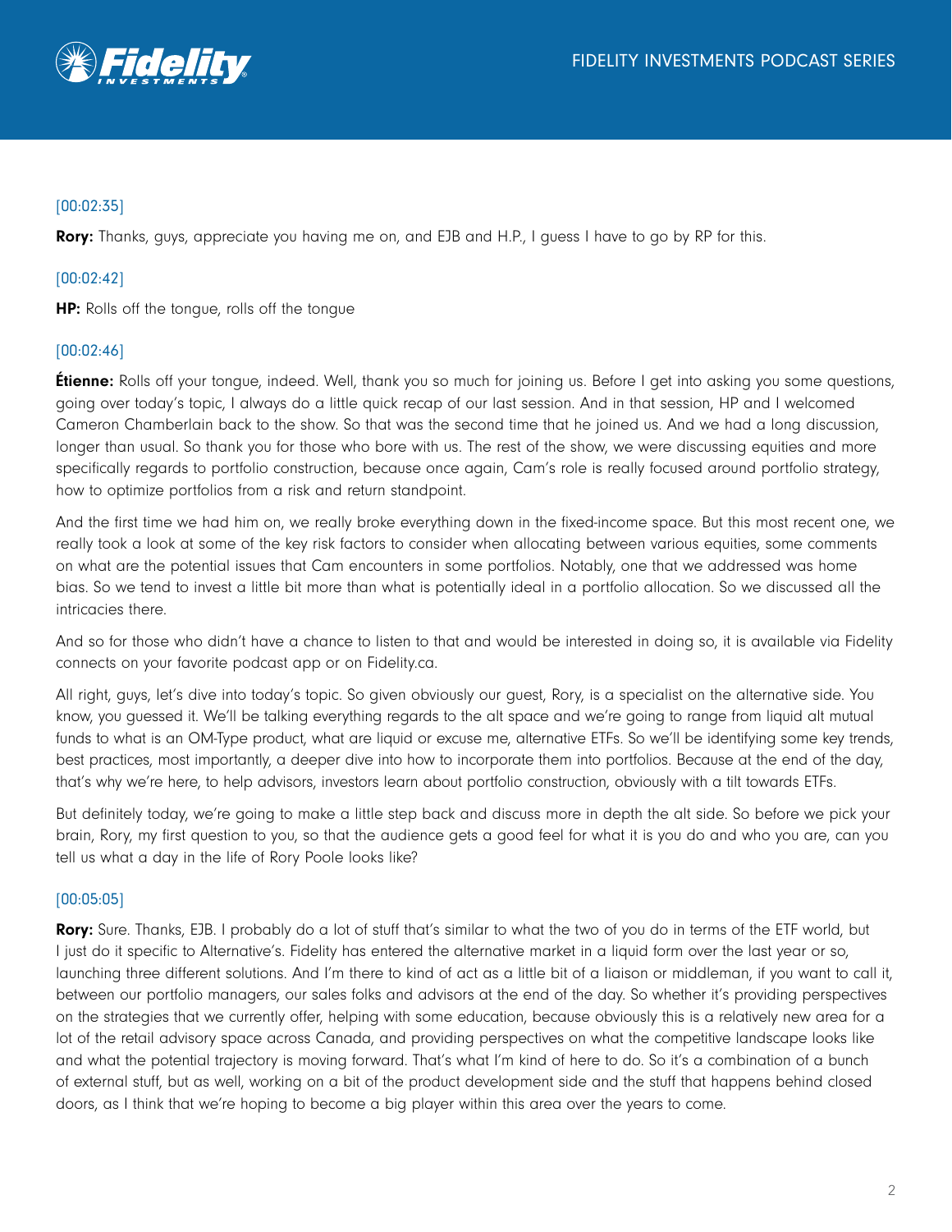[00:02:35]

**Rory:** Thanks, guys, appreciate you having me on, and EJB and H.P., I guess I have to go by RP for this.

[00:02:42]

**HP:** Rolls off the tongue, rolls off the tongue

[00:02:46]

**Étienne:** Rolls off your tongue, indeed. Well, thank you so much for joining us. Before I get into asking you some questions, going over today's topic, I always do a little quick recap of our last session. And in that session, HP and I welcomed Cameron Chamberlain back to the show. So that was the second time that he joined us. And we had a long discussion, longer than usual. So thank you for those who bore with us. The rest of the show, we were discussing equities and more specifically regards to portfolio construction, because once again, Cam's role is really focused around portfolio strategy, how to optimize portfolios from a risk and return standpoint.

And the first time we had him on, we really broke everything down in the fixed-income space. But this most recent one, we really took a look at some of the key risk factors to consider when allocating between various equities, some comments on what are the potential issues that Cam encounters in some portfolios. Notably, one that we addressed was home bias. So we tend to invest a little bit more than what is potentially ideal in a portfolio allocation. So we discussed all the intricacies there.

And so for those who didn't have a chance to listen to that and would be interested in doing so, it is available via Fidelity connects on your favorite podcast app or on Fidelity.ca.

All right, guys, let's dive into today's topic. So given obviously our guest, Rory, is a specialist on the alternative side. You know, you guessed it. We'll be talking everything regards to the alt space and we're going to range from liquid alt mutual funds to what is an OM-Type product, what are liquid or excuse me, alternative ETFs. So we'll be identifying some key trends, best practices, most importantly, a deeper dive into how to incorporate them into portfolios. Because at the end of the day, that's why we're here, to help advisors, investors learn about portfolio construction, obviously with a tilt towards ETFs.

But definitely today, we're going to make a little step back and discuss more in depth the alt side. So before we pick your brain, Rory, my first question to you, so that the audience gets a good feel for what it is you do and who you are, can you tell us what a day in the life of Rory Poole looks like?

[00:05:05]

**Rory:** Sure. Thanks, EJB. I probably do a lot of stuff that's similar to what the two of you do in terms of the ETF world, but I just do it specific to Alternative's. Fidelity has entered the alternative market in a liquid form over the last year or so, launching three different solutions. And I'm there to kind of act as a little bit of a liaison or middleman, if you want to call it, between our portfolio managers, our sales folks and advisors at the end of the day. So whether it's providing perspectives on the strategies that we currently offer, helping with some education, because obviously this is a relatively new area for a lot of the retail advisory space across Canada, and providing perspectives on what the competitive landscape looks like and what the potential trajectory is moving forward. That's what I'm kind of here to do. So it's a combination of a bunch of external stuff, but as well, working on a bit of the product development side and the stuff that happens behind closed doors, as I think that we're hoping to become a big player within this area over the years to come.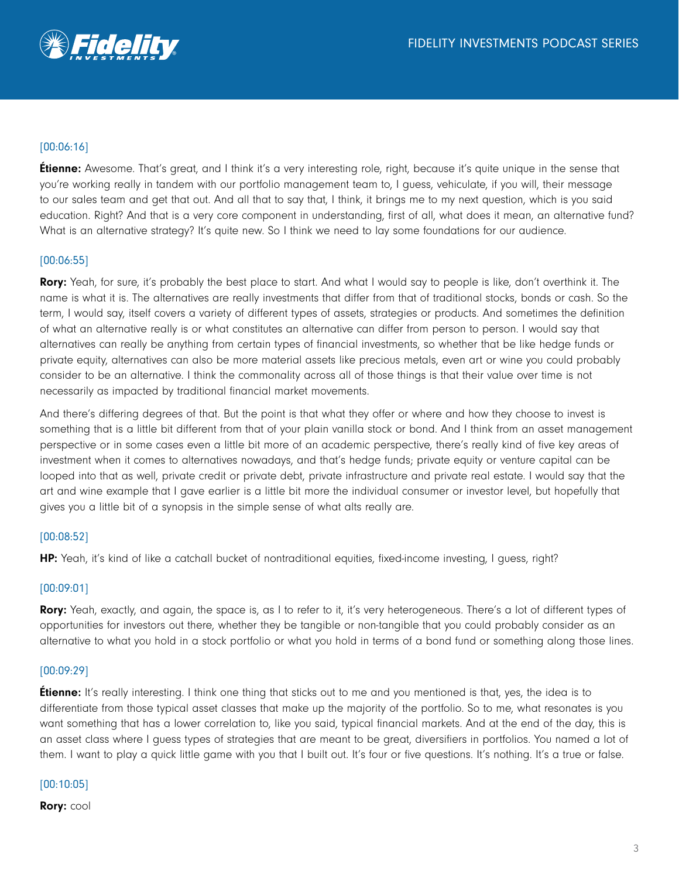[00:06:16]

**Étienne:** Awesome. That's great, and I think it's a very interesting role, right, because it's quite unique in the sense that you're working really in tandem with our portfolio management team to, I guess, vehiculate, if you will, their message to our sales team and get that out. And all that to say that, I think, it brings me to my next question, which is you said education. Right? And that is a very core component in understanding, first of all, what does it mean, an alternative fund? What is an alternative strategy? It's quite new. So I think we need to lay some foundations for our audience.

[00:06:55]

**Rory:** Yeah, for sure, it's probably the best place to start. And what I would say to people is like, don't overthink it. The name is what it is. The alternatives are really investments that differ from that of traditional stocks, bonds or cash. So the term, I would say, itself covers a variety of different types of assets, strategies or products. And sometimes the definition of what an alternative really is or what constitutes an alternative can differ from person to person. I would say that alternatives can really be anything from certain types of financial investments, so whether that be like hedge funds or private equity, alternatives can also be more material assets like precious metals, even art or wine you could probably consider to be an alternative. I think the commonality across all of those things is that their value over time is not necessarily as impacted by traditional financial market movements.

And there's differing degrees of that. But the point is that what they offer or where and how they choose to invest is something that is a little bit different from that of your plain vanilla stock or bond. And I think from an asset management perspective or in some cases even a little bit more of an academic perspective, there's really kind of five key areas of investment when it comes to alternatives nowadays, and that's hedge funds; private equity or venture capital can be looped into that as well, private credit or private debt, private infrastructure and private real estate. I would say that the art and wine example that I gave earlier is a little bit more the individual consumer or investor level, but hopefully that gives you a little bit of a synopsis in the simple sense of what alts really are.

[00:08:52]

**HP:** Yeah, it's kind of like a catchall bucket of nontraditional equities, fixed-income investing, I guess, right?

[00:09:01]

**Rory:** Yeah, exactly, and again, the space is, as I to refer to it, it's very heterogeneous. There's a lot of different types of opportunities for investors out there, whether they be tangible or non-tangible that you could probably consider as an alternative to what you hold in a stock portfolio or what you hold in terms of a bond fund or something along those lines.

[00:09:29]

**Étienne:** It's really interesting. I think one thing that sticks out to me and you mentioned is that, yes, the idea is to differentiate from those typical asset classes that make up the majority of the portfolio. So to me, what resonates is you want something that has a lower correlation to, like you said, typical financial markets. And at the end of the day, this is an asset class where I guess types of strategies that are meant to be great, diversifiers in portfolios. You named a lot of them. I want to play a quick little game with you that I built out. It's four or five questions. It's nothing. It's a true or false.

[00:10:05]

**Rory:** cool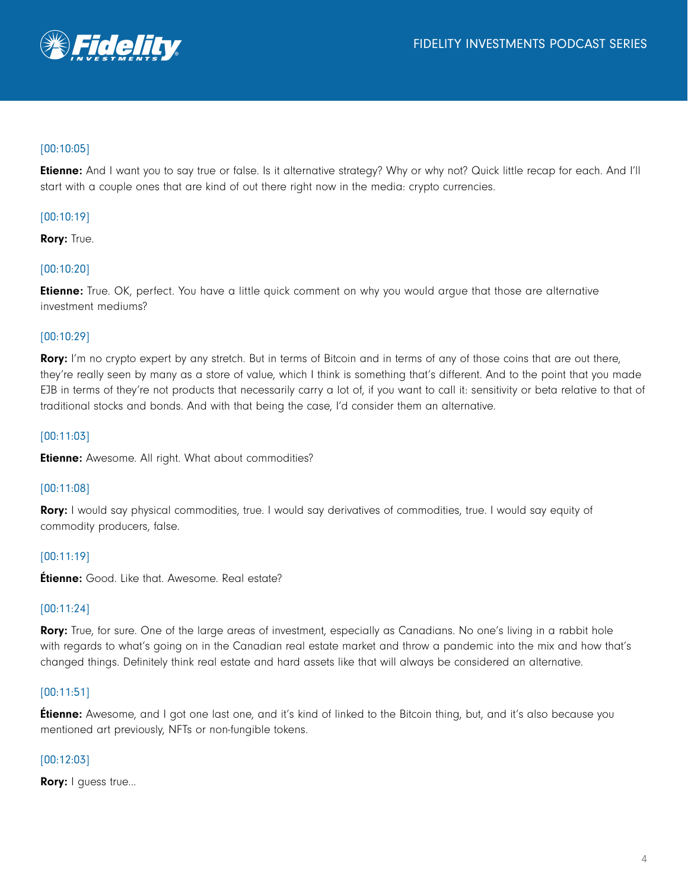[00:10:05]

**Etienne:** And I want you to say true or false. Is it alternative strategy? Why or why not? Quick little recap for each. And I'll start with a couple ones that are kind of out there right now in the media: crypto currencies.

[00:10:19]

**Rory:** True.

[00:10:20]

**Etienne:** True. OK, perfect. You have a little quick comment on why you would argue that those are alternative investment mediums?

[00:10:29]

**Rory:** I'm no crypto expert by any stretch. But in terms of Bitcoin and in terms of any of those coins that are out there, they're really seen by many as a store of value, which I think is something that's different. And to the point that you made EJB in terms of they're not products that necessarily carry a lot of, if you want to call it: sensitivity or beta relative to that of traditional stocks and bonds. And with that being the case, I'd consider them an alternative.

[00:11:03]

**Etienne:** Awesome. All right. What about commodities?

[00:11:08]

**Rory:** I would say physical commodities, true. I would say derivatives of commodities, true. I would say equity of commodity producers, false.

[00:11:19]

**Étienne:** Good. Like that. Awesome. Real estate?

[00:11:24]

**Rory:** True, for sure. One of the large areas of investment, especially as Canadians. No one's living in a rabbit hole with regards to what's going on in the Canadian real estate market and throw a pandemic into the mix and how that's changed things. Definitely think real estate and hard assets like that will always be considered an alternative.

[00:11:51]

**Étienne:** Awesome, and I got one last one, and it's kind of linked to the Bitcoin thing, but, and it's also because you mentioned art previously, NFTs or non-fungible tokens.

[00:12:03]

**Rory:** I guess true...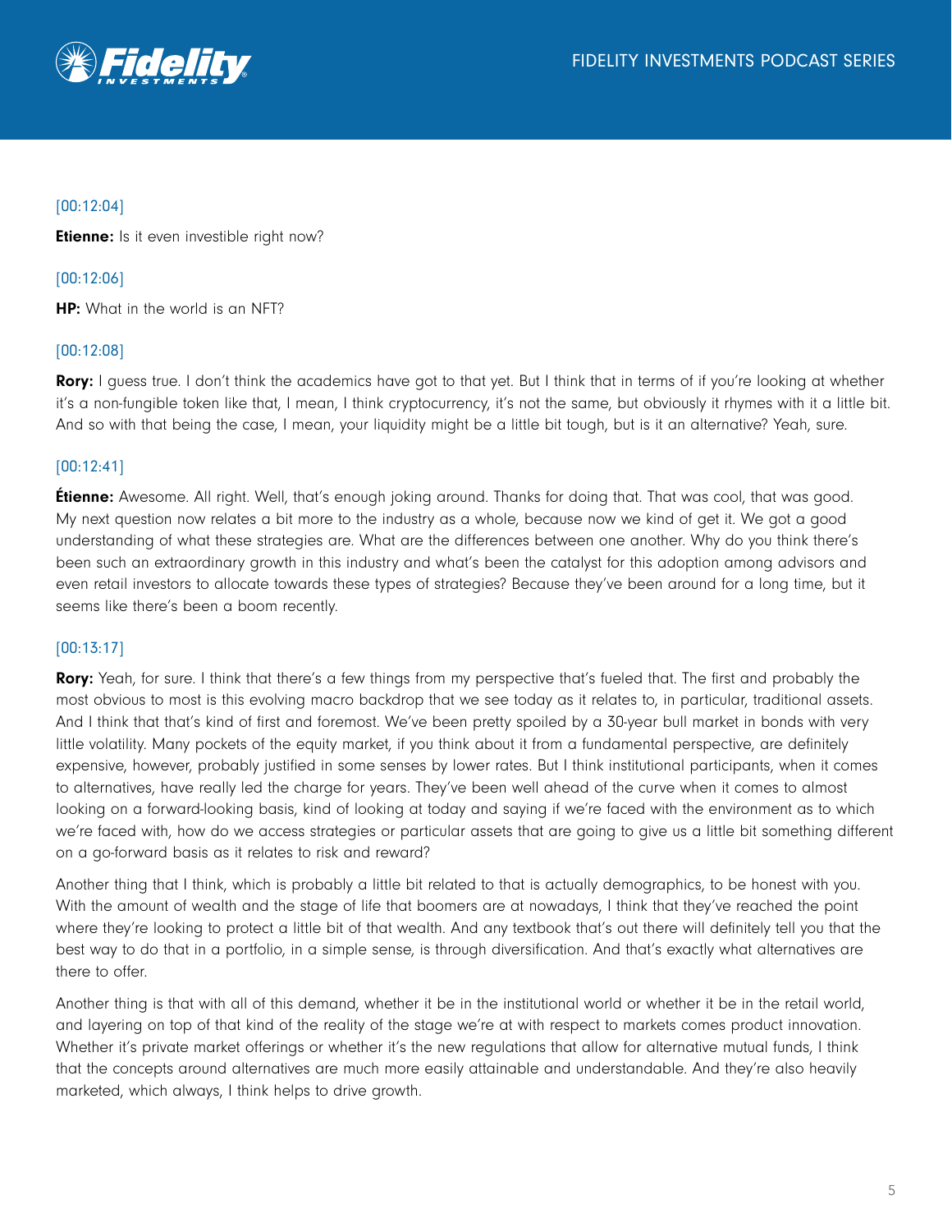[00:12:04]

**Etienne:** Is it even investible right now?

[00:12:06]

**HP:** What in the world is an NFT?

[00:12:08]

**Rory:** I guess true. I don't think the academics have got to that yet. But I think that in terms of if you're looking at whether it's a non-fungible token like that, I mean, I think cryptocurrency, it's not the same, but obviously it rhymes with it a little bit. And so with that being the case, I mean, your liquidity might be a little bit tough, but is it an alternative? Yeah, sure.

[00:12:41]

**Étienne:** Awesome. All right. Well, that's enough joking around. Thanks for doing that. That was cool, that was good. My next question now relates a bit more to the industry as a whole, because now we kind of get it. We got a good understanding of what these strategies are. What are the differences between one another. Why do you think there's been such an extraordinary growth in this industry and what's been the catalyst for this adoption among advisors and even retail investors to allocate towards these types of strategies? Because they've been around for a long time, but it seems like there's been a boom recently.

[00:13:17]

**Rory:** Yeah, for sure. I think that there's a few things from my perspective that's fueled that. The first and probably the most obvious to most is this evolving macro backdrop that we see today as it relates to, in particular, traditional assets. And I think that that's kind of first and foremost. We've been pretty spoiled by a 30-year bull market in bonds with very little volatility. Many pockets of the equity market, if you think about it from a fundamental perspective, are definitely expensive, however, probably justified in some senses by lower rates. But I think institutional participants, when it comes to alternatives, have really led the charge for years. They've been well ahead of the curve when it comes to almost looking on a forward-looking basis, kind of looking at today and saying if we're faced with the environment as to which we're faced with, how do we access strategies or particular assets that are going to give us a little bit something different on a go-forward basis as it relates to risk and reward?

Another thing that I think, which is probably a little bit related to that is actually demographics, to be honest with you. With the amount of wealth and the stage of life that boomers are at nowadays, I think that they've reached the point where they're looking to protect a little bit of that wealth. And any textbook that's out there will definitely tell you that the best way to do that in a portfolio, in a simple sense, is through diversification. And that's exactly what alternatives are there to offer.

Another thing is that with all of this demand, whether it be in the institutional world or whether it be in the retail world, and layering on top of that kind of the reality of the stage we're at with respect to markets comes product innovation. Whether it's private market offerings or whether it's the new regulations that allow for alternative mutual funds, I think that the concepts around alternatives are much more easily attainable and understandable. And they're also heavily marketed, which always, I think helps to drive growth.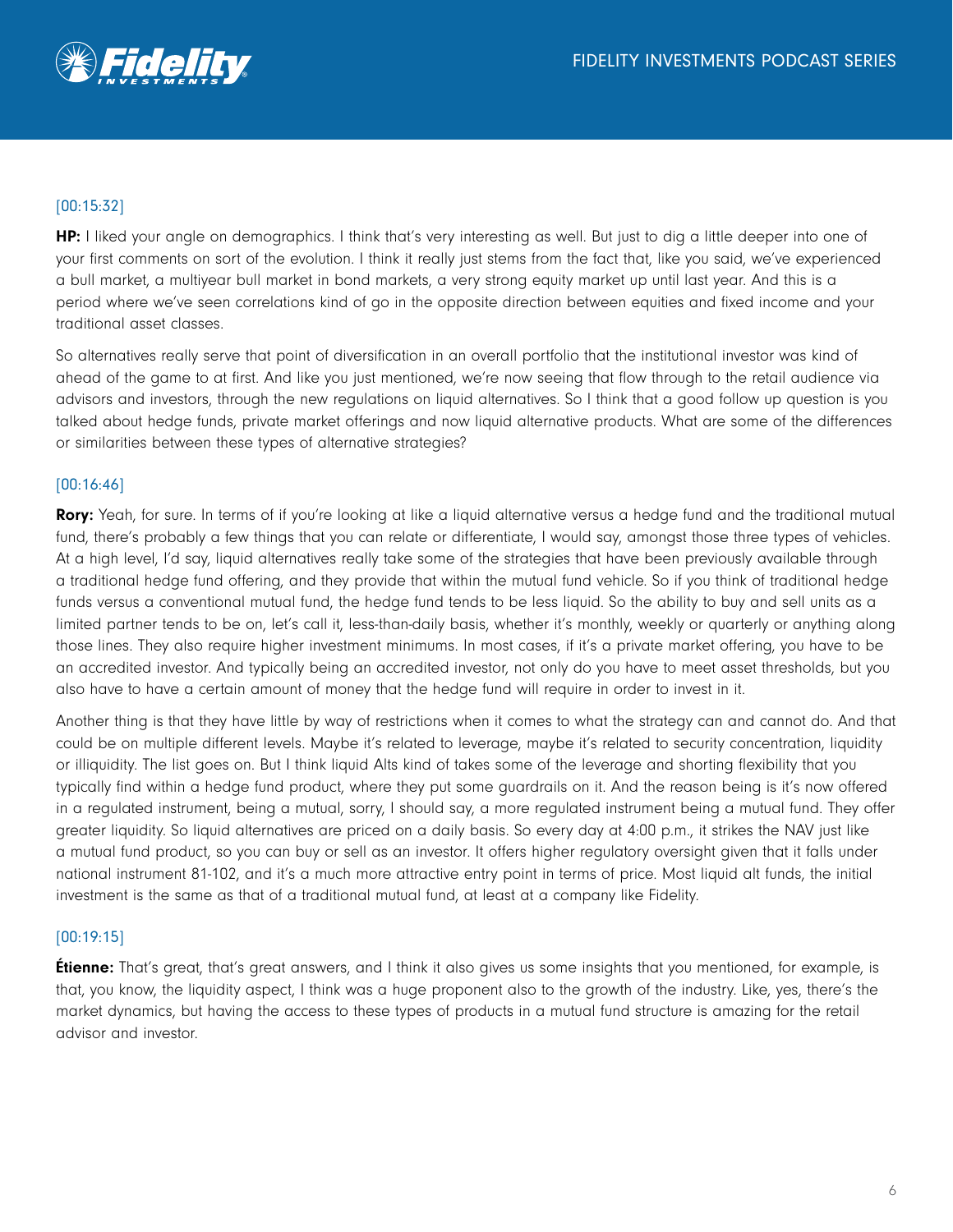[00:15:32]

**HP:** I liked your angle on demographics. I think that's very interesting as well. But just to dig a little deeper into one of your first comments on sort of the evolution. I think it really just stems from the fact that, like you said, we've experienced a bull market, a multiyear bull market in bond markets, a very strong equity market up until last year. And this is a period where we've seen correlations kind of go in the opposite direction between equities and fixed income and your traditional asset classes.

So alternatives really serve that point of diversification in an overall portfolio that the institutional investor was kind of ahead of the game to at first. And like you just mentioned, we're now seeing that flow through to the retail audience via advisors and investors, through the new regulations on liquid alternatives. So I think that a good follow up question is you talked about hedge funds, private market offerings and now liquid alternative products. What are some of the differences or similarities between these types of alternative strategies?

[00:16:46]

**Rory:** Yeah, for sure. In terms of if you're looking at like a liquid alternative versus a hedge fund and the traditional mutual fund, there's probably a few things that you can relate or differentiate, I would say, amongst those three types of vehicles. At a high level, I'd say, liquid alternatives really take some of the strategies that have been previously available through a traditional hedge fund offering, and they provide that within the mutual fund vehicle. So if you think of traditional hedge funds versus a conventional mutual fund, the hedge fund tends to be less liquid. So the ability to buy and sell units as a limited partner tends to be on, let's call it, less-than-daily basis, whether it's monthly, weekly or quarterly or anything along those lines. They also require higher investment minimums. In most cases, if it's a private market offering, you have to be an accredited investor. And typically being an accredited investor, not only do you have to meet asset thresholds, but you also have to have a certain amount of money that the hedge fund will require in order to invest in it.

Another thing is that they have little by way of restrictions when it comes to what the strategy can and cannot do. And that could be on multiple different levels. Maybe it's related to leverage, maybe it's related to security concentration, liquidity or illiquidity. The list goes on. But I think liquid Alts kind of takes some of the leverage and shorting flexibility that you typically find within a hedge fund product, where they put some guardrails on it. And the reason being is it's now offered in a regulated instrument, being a mutual, sorry, I should say, a more regulated instrument being a mutual fund. They offer greater liquidity. So liquid alternatives are priced on a daily basis. So every day at 4:00 p.m., it strikes the NAV just like a mutual fund product, so you can buy or sell as an investor. It offers higher regulatory oversight given that it falls under national instrument 81-102, and it's a much more attractive entry point in terms of price. Most liquid alt funds, the initial investment is the same as that of a traditional mutual fund, at least at a company like Fidelity.

[00:19:15]

**Étienne:** That's great, that's great answers, and I think it also gives us some insights that you mentioned, for example, is that, you know, the liquidity aspect, I think was a huge proponent also to the growth of the industry. Like, yes, there's the market dynamics, but having the access to these types of products in a mutual fund structure is amazing for the retail advisor and investor.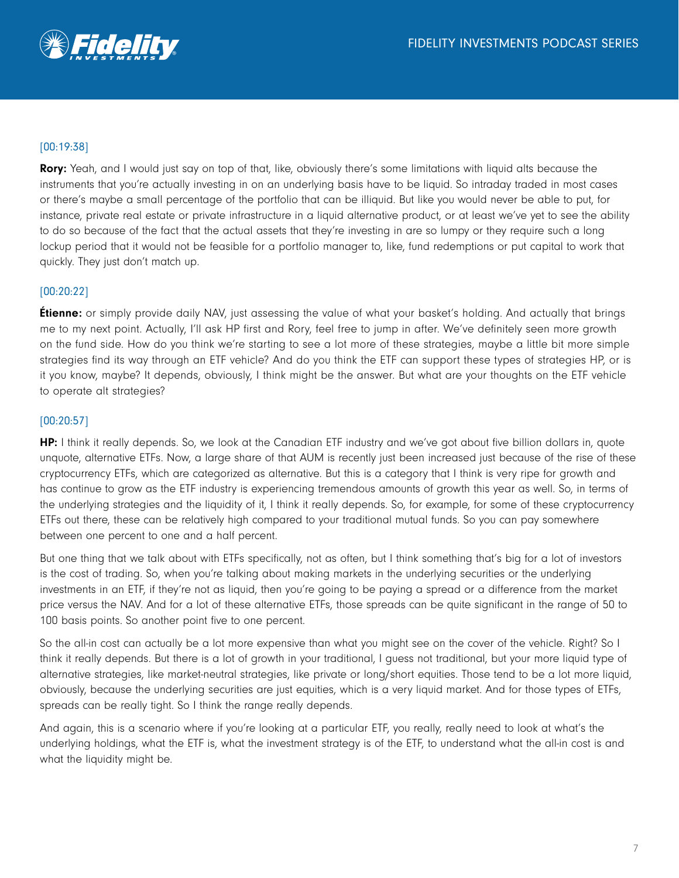[00:19:38]

**Rory:** Yeah, and I would just say on top of that, like, obviously there's some limitations with liquid alts because the instruments that you're actually investing in on an underlying basis have to be liquid. So intraday traded in most cases or there's maybe a small percentage of the portfolio that can be illiquid. But like you would never be able to put, for instance, private real estate or private infrastructure in a liquid alternative product, or at least we've yet to see the ability to do so because of the fact that the actual assets that they're investing in are so lumpy or they require such a long lockup period that it would not be feasible for a portfolio manager to, like, fund redemptions or put capital to work that quickly. They just don't match up.

[00:20:22]

**Étienne:** or simply provide daily NAV, just assessing the value of what your basket's holding. And actually that brings me to my next point. Actually, I'll ask HP first and Rory, feel free to jump in after. We've definitely seen more growth on the fund side. How do you think we're starting to see a lot more of these strategies, maybe a little bit more simple strategies find its way through an ETF vehicle? And do you think the ETF can support these types of strategies HP, or is it you know, maybe? It depends, obviously, I think might be the answer. But what are your thoughts on the ETF vehicle to operate alt strategies?

[00:20:57]

**HP:** I think it really depends. So, we look at the Canadian ETF industry and we've got about five billion dollars in, quote unquote, alternative ETFs. Now, a large share of that AUM is recently just been increased just because of the rise of these cryptocurrency ETFs, which are categorized as alternative. But this is a category that I think is very ripe for growth and has continue to grow as the ETF industry is experiencing tremendous amounts of growth this year as well. So, in terms of the underlying strategies and the liquidity of it, I think it really depends. So, for example, for some of these cryptocurrency ETFs out there, these can be relatively high compared to your traditional mutual funds. So you can pay somewhere between one percent to one and a half percent.

But one thing that we talk about with ETFs specifically, not as often, but I think something that's big for a lot of investors is the cost of trading. So, when you're talking about making markets in the underlying securities or the underlying investments in an ETF, if they're not as liquid, then you're going to be paying a spread or a difference from the market price versus the NAV. And for a lot of these alternative ETFs, those spreads can be quite significant in the range of 50 to 100 basis points. So another point five to one percent.

So the all-in cost can actually be a lot more expensive than what you might see on the cover of the vehicle. Right? So I think it really depends. But there is a lot of growth in your traditional, I guess not traditional, but your more liquid type of alternative strategies, like market-neutral strategies, like private or long/short equities. Those tend to be a lot more liquid, obviously, because the underlying securities are just equities, which is a very liquid market. And for those types of ETFs, spreads can be really tight. So I think the range really depends.

And again, this is a scenario where if you're looking at a particular ETF, you really, really need to look at what's the underlying holdings, what the ETF is, what the investment strategy is of the ETF, to understand what the all-in cost is and what the liquidity might be.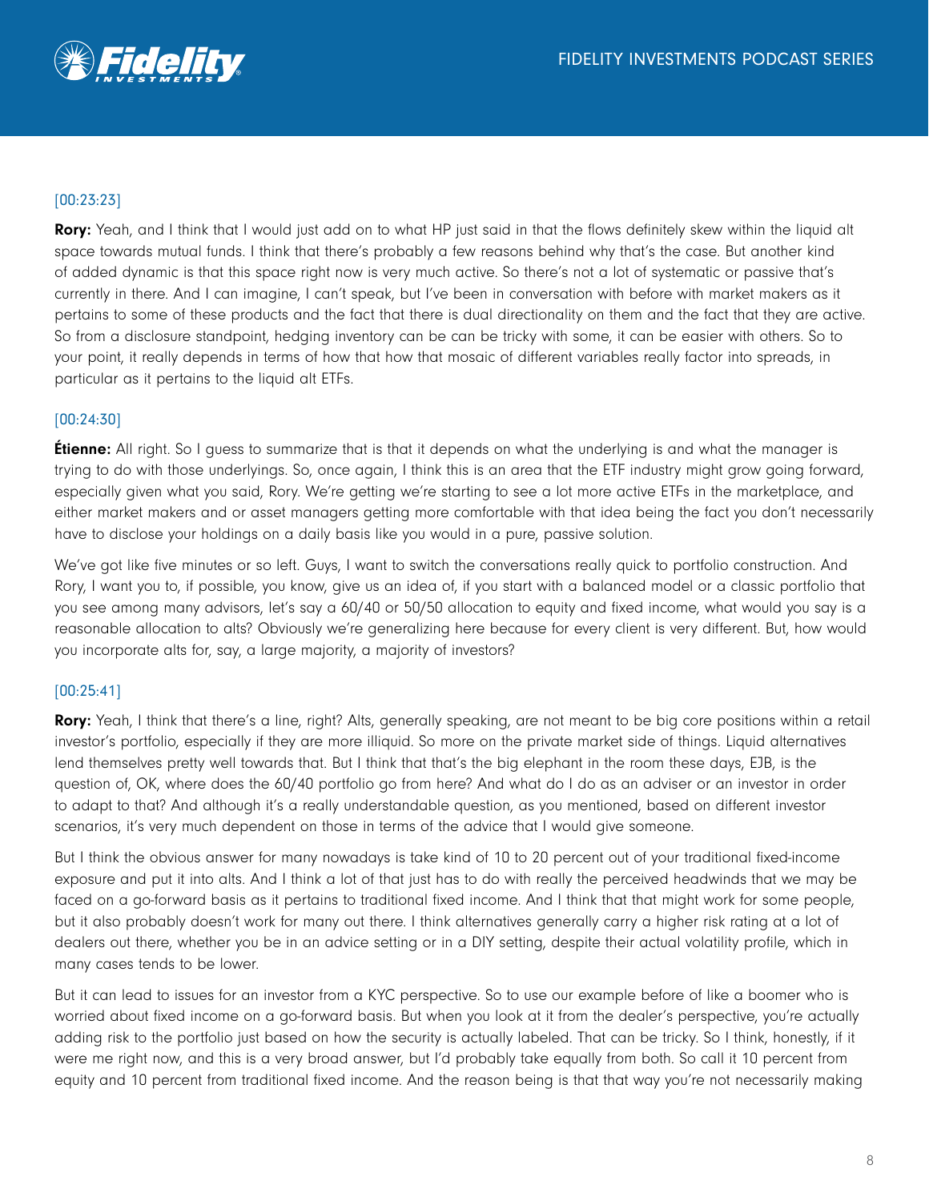[00:23:23]

**Rory:** Yeah, and I think that I would just add on to what HP just said in that the flows definitely skew within the liquid alt space towards mutual funds. I think that there's probably a few reasons behind why that's the case. But another kind of added dynamic is that this space right now is very much active. So there's not a lot of systematic or passive that's currently in there. And I can imagine, I can't speak, but I've been in conversation with before with market makers as it pertains to some of these products and the fact that there is dual directionality on them and the fact that they are active. So from a disclosure standpoint, hedging inventory can be can be tricky with some, it can be easier with others. So to your point, it really depends in terms of how that how that mosaic of different variables really factor into spreads, in particular as it pertains to the liquid alt ETFs.

[00:24:30]

**Étienne:** All right. So I guess to summarize that is that it depends on what the underlying is and what the manager is trying to do with those underlyings. So, once again, I think this is an area that the ETF industry might grow going forward, especially given what you said, Rory. We're getting we're starting to see a lot more active ETFs in the marketplace, and either market makers and or asset managers getting more comfortable with that idea being the fact you don't necessarily have to disclose your holdings on a daily basis like you would in a pure, passive solution.

We've got like five minutes or so left. Guys, I want to switch the conversations really quick to portfolio construction. And Rory, I want you to, if possible, you know, give us an idea of, if you start with a balanced model or a classic portfolio that you see among many advisors, let's say a 60/40 or 50/50 allocation to equity and fixed income, what would you say is a reasonable allocation to alts? Obviously we're generalizing here because for every client is very different. But, how would you incorporate alts for, say, a large majority, a majority of investors?

[00:25:41]

**Rory:** Yeah, I think that there's a line, right? Alts, generally speaking, are not meant to be big core positions within a retail investor's portfolio, especially if they are more illiquid. So more on the private market side of things. Liquid alternatives lend themselves pretty well towards that. But I think that that's the big elephant in the room these days, EJB, is the question of, OK, where does the 60/40 portfolio go from here? And what do I do as an adviser or an investor in order to adapt to that? And although it's a really understandable question, as you mentioned, based on different investor scenarios, it's very much dependent on those in terms of the advice that I would give someone.

But I think the obvious answer for many nowadays is take kind of 10 to 20 percent out of your traditional fixed-income exposure and put it into alts. And I think a lot of that just has to do with really the perceived headwinds that we may be faced on a go-forward basis as it pertains to traditional fixed income. And I think that that might work for some people, but it also probably doesn't work for many out there. I think alternatives generally carry a higher risk rating at a lot of dealers out there, whether you be in an advice setting or in a DIY setting, despite their actual volatility profile, which in many cases tends to be lower.

But it can lead to issues for an investor from a KYC perspective. So to use our example before of like a boomer who is worried about fixed income on a go-forward basis. But when you look at it from the dealer's perspective, you're actually adding risk to the portfolio just based on how the security is actually labeled. That can be tricky. So I think, honestly, if it were me right now, and this is a very broad answer, but I'd probably take equally from both. So call it 10 percent from equity and 10 percent from traditional fixed income. And the reason being is that that way you're not necessarily making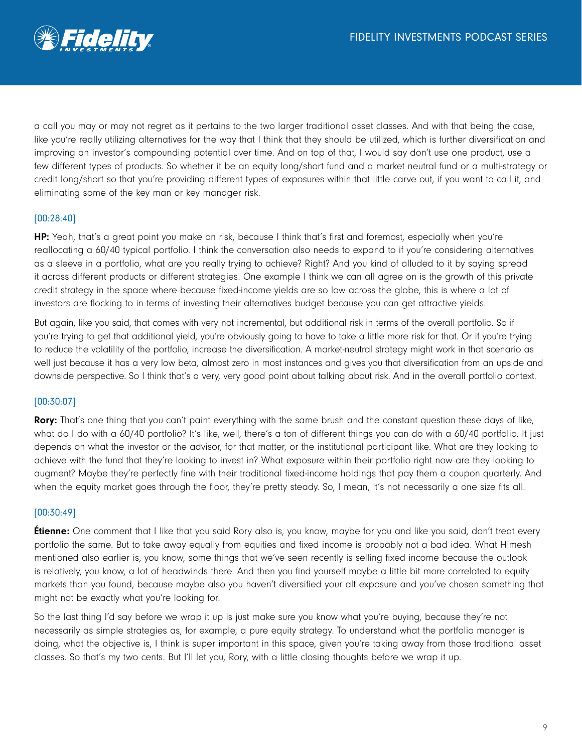a call you may or may not regret as it pertains to the two larger traditional asset classes. And with that being the case, like you're really utilizing alternatives for the way that I think that they should be utilized, which is further diversification and improving an investor's compounding potential over time. And on top of that, I would say don't use one product, use a few different types of products. So whether it be an equity long/short fund and a market neutral fund or a multi-strategy or credit long/short so that you're providing different types of exposures within that little carve out, if you want to call it, and eliminating some of the key man or key manager risk.

[00:28:40]

**HP:** Yeah, that's a great point you make on risk, because I think that's first and foremost, especially when you're reallocating a 60/40 typical portfolio. I think the conversation also needs to expand to if you're considering alternatives as a sleeve in a portfolio, what are you really trying to achieve? Right? And you kind of alluded to it by saying spread it across different products or different strategies. One example I think we can all agree on is the growth of this private credit strategy in the space where because fixed-income yields are so low across the globe, this is where a lot of investors are flocking to in terms of investing their alternatives budget because you can get attractive yields.

But again, like you said, that comes with very not incremental, but additional risk in terms of the overall portfolio. So if you're trying to get that additional yield, you're obviously going to have to take a little more risk for that. Or if you're trying to reduce the volatility of the portfolio, increase the diversification. A market-neutral strategy might work in that scenario as well just because it has a very low beta, almost zero in most instances and gives you that diversification from an upside and downside perspective. So I think that's a very, very good point about talking about risk. And in the overall portfolio context.

[00:30:07]

**Rory:** That's one thing that you can't paint everything with the same brush and the constant question these days of like, what do I do with a 60/40 portfolio? It's like, well, there's a ton of different things you can do with a 60/40 portfolio. It just depends on what the investor or the advisor, for that matter, or the institutional participant like. What are they looking to achieve with the fund that they're looking to invest in? What exposure within their portfolio right now are they looking to augment? Maybe they're perfectly fine with their traditional fixed-income holdings that pay them a coupon quarterly. And when the equity market goes through the floor, they're pretty steady. So, I mean, it's not necessarily a one size fits all.

[00:30:49]

**Étienne:** One comment that I like that you said Rory also is, you know, maybe for you and like you said, don't treat every portfolio the same. But to take away equally from equities and fixed income is probably not a bad idea. What Himesh mentioned also earlier is, you know, some things that we've seen recently is selling fixed income because the outlook is relatively, you know, a lot of headwinds there. And then you find yourself maybe a little bit more correlated to equity markets than you found, because maybe also you haven't diversified your alt exposure and you've chosen something that might not be exactly what you're looking for.

So the last thing I'd say before we wrap it up is just make sure you know what you're buying, because they're not necessarily as simple strategies as, for example, a pure equity strategy. To understand what the portfolio manager is doing, what the objective is, I think is super important in this space, given you're taking away from those traditional asset classes. So that's my two cents. But I'll let you, Rory, with a little closing thoughts before we wrap it up.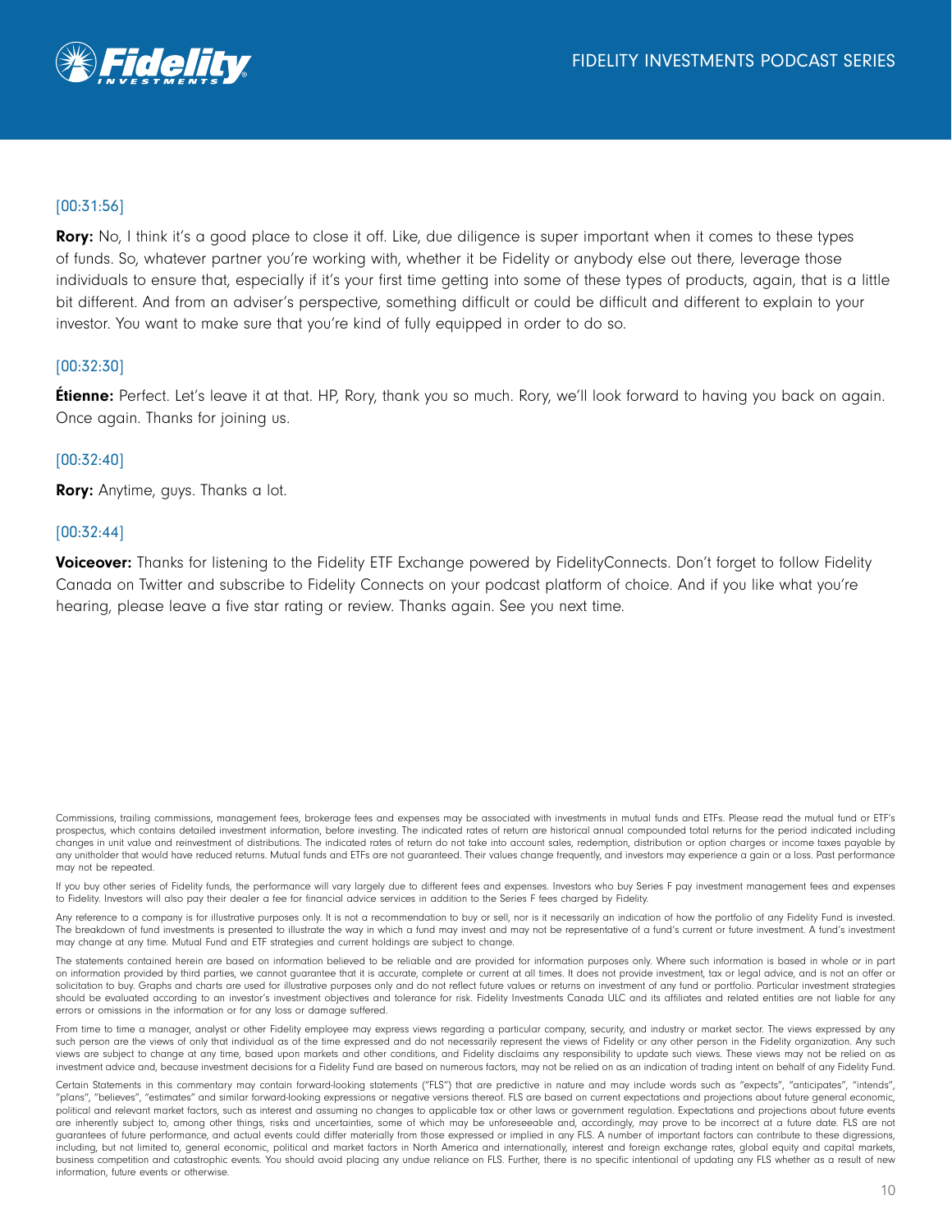[00:31:56]

**Rory:** No, I think it's a good place to close it off. Like, due diligence is super important when it comes to these types of funds. So, whatever partner you're working with, whether it be Fidelity or anybody else out there, leverage those individuals to ensure that, especially if it's your first time getting into some of these types of products, again, that is a little bit different. And from an adviser's perspective, something difficult or could be difficult and different to explain to your investor. You want to make sure that you're kind of fully equipped in order to do so.

[00:32:30]

**Étienne:** Perfect. Let's leave it at that. HP, Rory, thank you so much. Rory, we'll look forward to having you back on again. Once again. Thanks for joining us.

[00:32:40]

**Rory:** Anytime, guys. Thanks a lot.

[00:32:44]

**Voiceover:** Thanks for listening to the Fidelity ETF Exchange powered by FidelityConnects. Don't forget to follow Fidelity Canada on Twitter and subscribe to Fidelity Connects on your podcast platform of choice. And if you like what you're hearing, please leave a five star rating or review. Thanks again. See you next time.

Commissions, trailing commissions, management fees, brokerage fees and expenses may be associated with investments in mutual funds and ETFs. Please read the mutual fund or ETF's prospectus, which contains detailed investment information, before investing. The indicated rates of return are historical annual compounded total returns for the period indicated including changes in unit value and reinvestment of distributions. The indicated rates of return do not take into account sales, redemption, distribution or option charges or income taxes payable by any unitholder that would have reduced returns. Mutual funds and ETFs are not guaranteed. Their values change frequently, and investors may experience a gain or a loss. Past performance may not be repeated.

If you buy other series of Fidelity funds, the performance will vary largely due to different fees and expenses. Investors who buy Series F pay investment management fees and expenses to Fidelity. Investors will also pay their dealer a fee for financial advice services in addition to the Series F fees charged by Fidelity.

Any reference to a company is for illustrative purposes only. It is not a recommendation to buy or sell, nor is it necessarily an indication of how the portfolio of any Fidelity Fund is invested. The breakdown of fund investments is presented to illustrate the way in which a fund may invest and may not be representative of a fund's current or future investment. A fund's investment may change at any time. Mutual Fund and ETF strategies and current holdings are subject to change.

The statements contained herein are based on information believed to be reliable and are provided for information purposes only. Where such information is based in whole or in part on information provided by third parties, we cannot guarantee that it is accurate, complete or current at all times. It does not provide investment, tax or legal advice, and is not an offer or solicitation to buy. Graphs and charts are used for illustrative purposes only and do not reflect future values or returns on investment of any fund or portfolio. Particular investment strategies should be evaluated according to an investor's investment objectives and tolerance for risk. Fidelity Investments Canada ULC and its affiliates and related entities are not liable for any errors or omissions in the information or for any loss or damage suffered.

From time to time a manager, analyst or other Fidelity employee may express views regarding a particular company, security, and industry or market sector. The views expressed by any such person are the views of only that individual as of the time expressed and do not necessarily represent the views of Fidelity or any other person in the Fidelity organization. Any such views are subject to change at any time, based upon markets and other conditions, and Fidelity disclaims any responsibility to update such views. These views may not be relied on as investment advice and, because investment decisions for a Fidelity Fund are based on numerous factors, may not be relied on as an indication of trading intent on behalf of any Fidelity Fund.

Certain Statements in this commentary may contain forward-looking statements ("FLS") that are predictive in nature and may include words such as "expects", "anticipates", "intends", "plans", "believes", "estimates" and similar forward-looking expressions or negative versions thereof. FLS are based on current expectations and projections about future general economic, political and relevant market factors, such as interest and assuming no changes to applicable tax or other laws or government regulation. Expectations and projections about future events are inherently subject to, among other things, risks and uncertainties, some of which may be unforeseeable and, accordingly, may prove to be incorrect at a future date. FLS are not guarantees of future performance, and actual events could differ materially from those expressed or implied in any FLS. A number of important factors can contribute to these digressions, including, but not limited to, general economic, political and market factors in North America and internationally, interest and foreign exchange rates, global equity and capital markets, business competition and catastrophic events. You should avoid placing any undue reliance on FLS. Further, there is no specific intentional of updating any FLS whether as a result of new information, future events or otherwise.